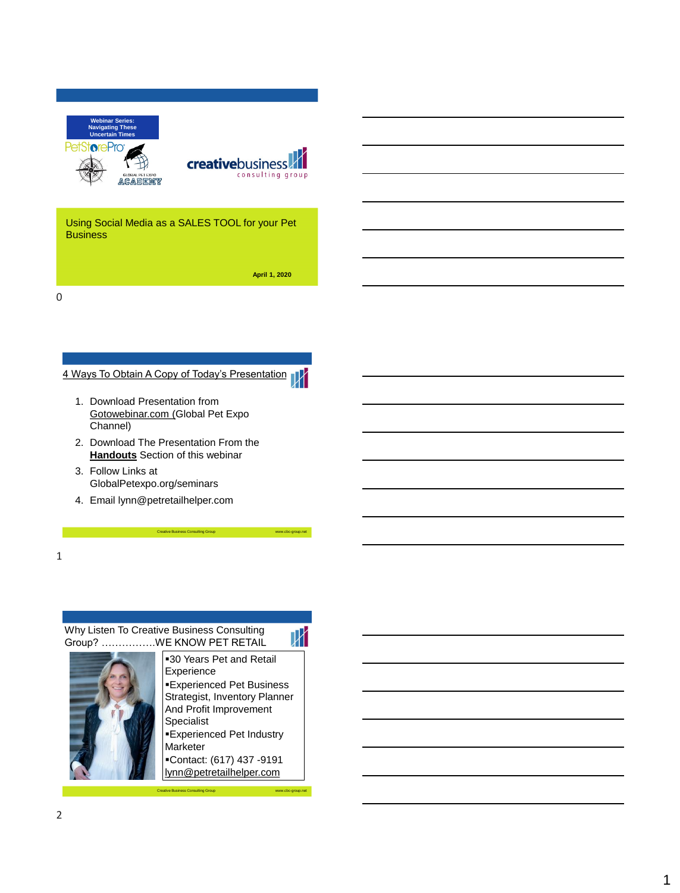Webinar Series: Navigating These Uncertain Times

PetStorePro

Global Pet Expo Academy

creativebusiness consulting group

## Using Social Media as a SALES TOOL for your Pet Business

**April 1, 2020**

---

## 4 Ways To Obtain A Copy of Today's Presentation

1. Download Presentation from Gotowebinar.com (Global Pet Expo Channel)
2. Download The Presentation From the **Handouts** Section of this webinar
3. Follow Links at GlobalPetexpo.org/seminars
4. Email lynn@petretailhelper.com

Creative Business Consulting Group www.cbc-group.net

---

## Why Listen To Creative Business Consulting Group? …………….WE KNOW PET RETAIL

- 30 Years Pet and Retail Experience
- Experienced Pet Business Strategist, Inventory Planner And Profit Improvement Specialist
- Experienced Pet Industry Marketer
- Contact: (617) 437 -9191 lynn@petretailhelper.com

Creative Business Consulting Group www.cbc-group.net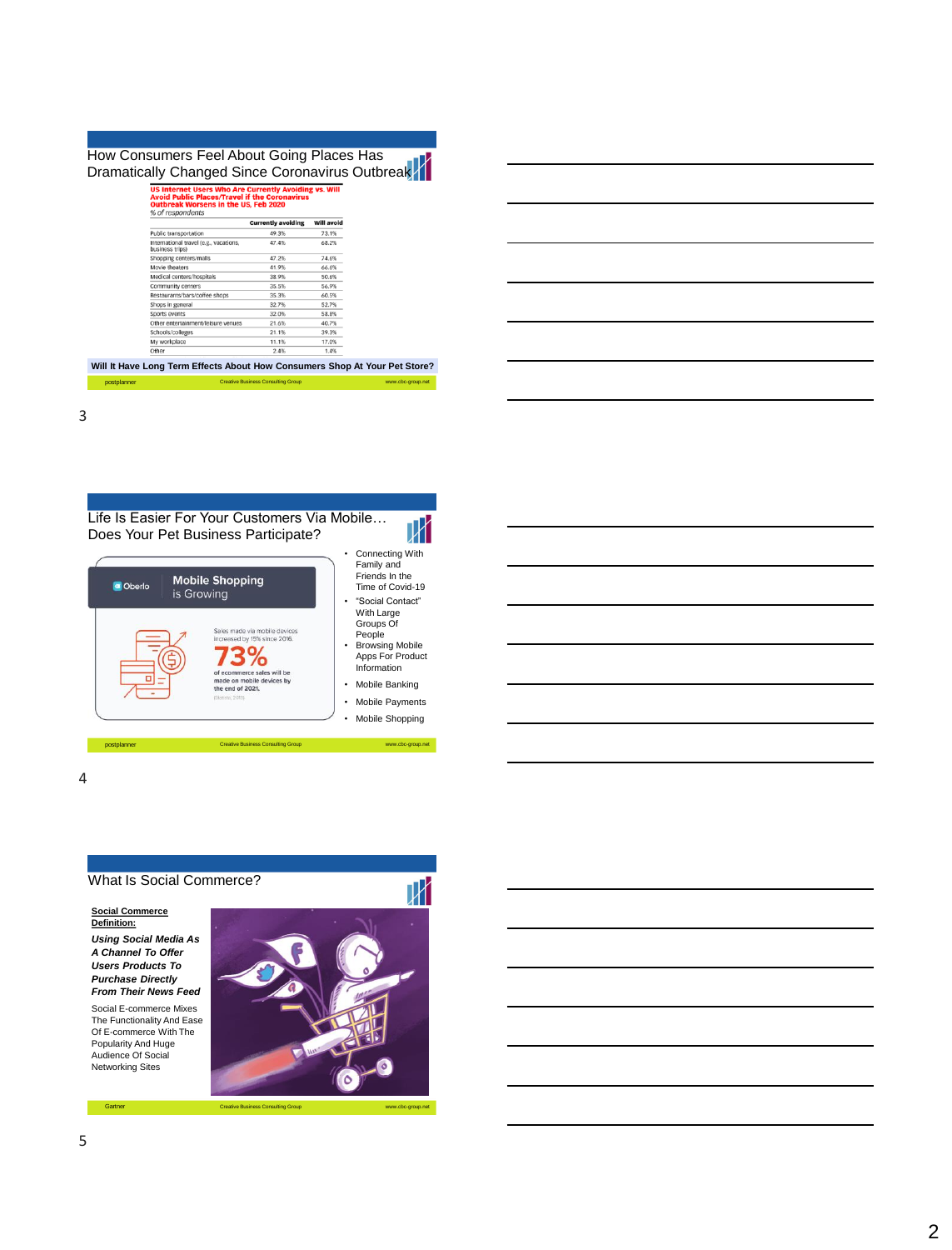## How Consumers Feel About Going Places Has Dramatically Changed Since Coronavirus Outbreak

**US Internet Users Who Are Currently Avoiding vs. Will Avoid Public Places/Travel if the Coronavirus Outbreak Worsens in the US, Feb 2020**

*% of respondents*

| | Currently avoiding | Will avoid |
|---|---|---|
| Public transportation | 49.3% | 73.1% |
| International travel (e.g., vacations, business trips) | 47.4% | 68.2% |
| Shopping centers/malls | 47.2% | 74.6% |
| Movie theaters | 41.9% | 66.6% |
| Medical centers/hospitals | 38.9% | 50.6% |
| Community centers | 35.5% | 56.9% |
| Restaurants/bars/coffee shops | 35.3% | 60.5% |
| Shops in general | 32.7% | 52.7% |
| Sports events | 32.0% | 58.8% |
| Other entertainment/leisure venues | 21.6% | 40.7% |
| Schools/colleges | 21.1% | 39.3% |
| My workplace | 11.1% | 17.0% |
| Other | 2.4% | 1.4% |

**Will It Have Long Term Effects About How Consumers Shop At Your Pet Store?**

postplanner — Creative Business Consulting Group — www.cbc-group.net

## Life Is Easier For Your Customers Via Mobile… Does Your Pet Business Participate?

Oberlo — **Mobile Shopping** is Growing

Sales made via mobile devices increased by 15% since 2016.

**73%** of ecommerce sales will be made on mobile devices by the end of 2021.

- Connecting With Family and Friends In the Time of Covid-19
- "Social Contact" With Large Groups Of People
- Browsing Mobile Apps For Product Information
- Mobile Banking
- Mobile Payments
- Mobile Shopping

postplanner — Creative Business Consulting Group — www.cbc-group.net

## What Is Social Commerce?

**Social Commerce Definition:**

***Using Social Media As A Channel To Offer Users Products To Purchase Directly From Their News Feed***

Social E-commerce Mixes The Functionality And Ease Of E-commerce With The Popularity And Huge Audience Of Social Networking Sites

Gartner — Creative Business Consulting Group — www.cbc-group.net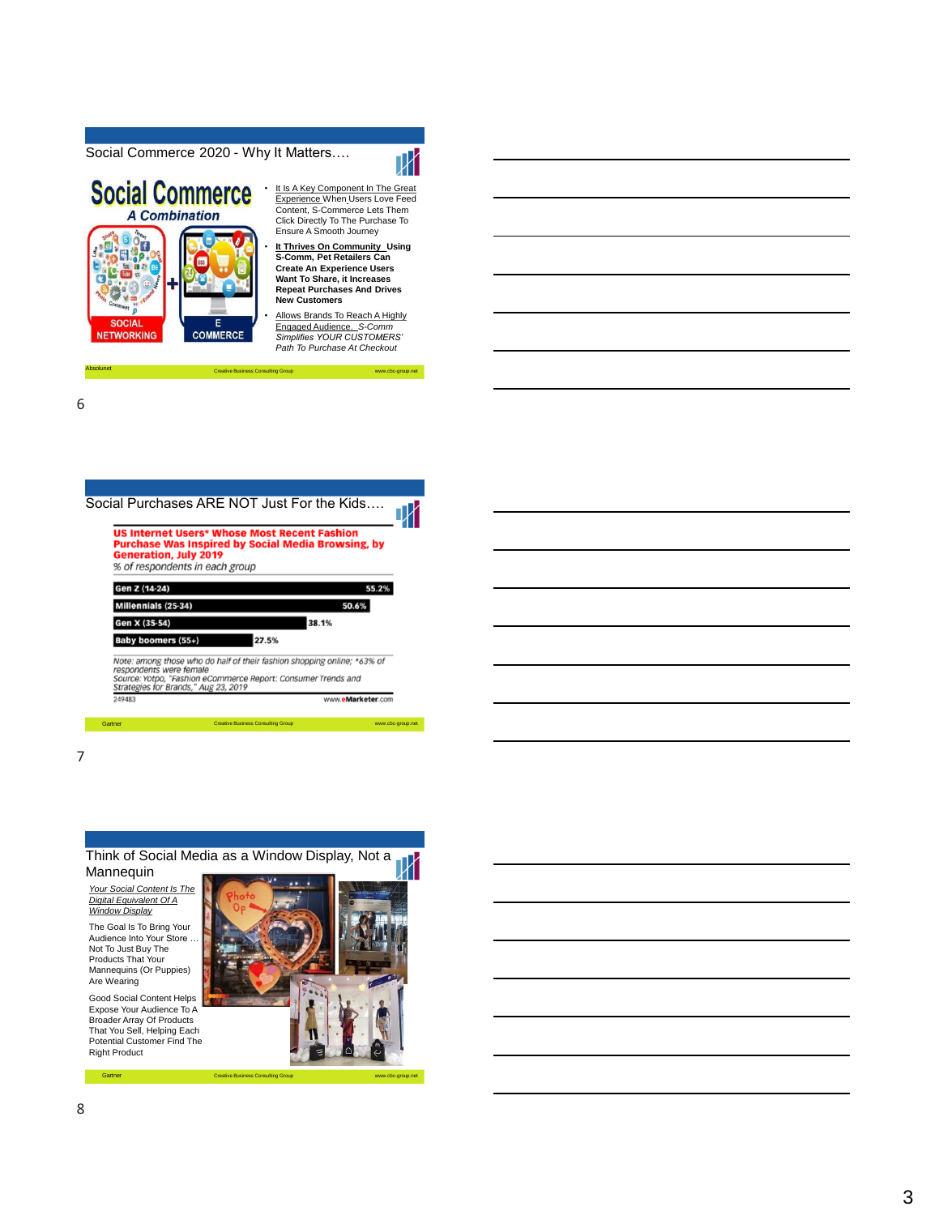## Social Commerce 2020 - Why It Matters….

**Social Commerce**

*A Combination*

SOCIAL NETWORKING + E COMMERCE

- It Is A Key Component In The Great Experience When Users Love Feed Content, S-Commerce Lets Them Click Directly To The Purchase To Ensure A Smooth Journey
- **It Thrives On Community Using S-Comm, Pet Retailers Can Create An Experience Users Want To Share, it Increases Repeat Purchases And Drives New Customers**
- Allows Brands To Reach A Highly Engaged Audience. *S-Comm Simplifies YOUR CUSTOMERS' Path To Purchase At Checkout*

Absolunet — Creative Business Consulting Group — www.cbc-group.net

## Social Purchases ARE NOT Just For the Kids….

**US Internet Users* Whose Most Recent Fashion Purchase Was Inspired by Social Media Browsing, by Generation, July 2019**

*% of respondents in each group*

| Group | % |
| --- | --- |
| Gen Z (14-24) | 55.2% |
| Millennials (25-34) | 50.6% |
| Gen X (35-54) | 38.1% |
| Baby boomers (55+) | 27.5% |

*Note: among those who do half of their fashion shopping online; *63% of respondents were female*
*Source: Yotpo, "Fashion eCommerce Report: Consumer Trends and Strategies for Brands," Aug 23, 2019*

249483 — www.eMarketer.com

Gartner — Creative Business Consulting Group — www.cbc-group.net

## Think of Social Media as a Window Display, Not a Mannequin

*Your Social Content Is The Digital Equivalent Of A Window Display*

The Goal Is To Bring Your Audience Into Your Store … Not To Just Buy The Products That Your Mannequins (Or Puppies) Are Wearing

Good Social Content Helps Expose Your Audience To A Broader Array Of Products That You Sell, Helping Each Potential Customer Find The Right Product

Gartner — Creative Business Consulting Group — www.cbc-group.net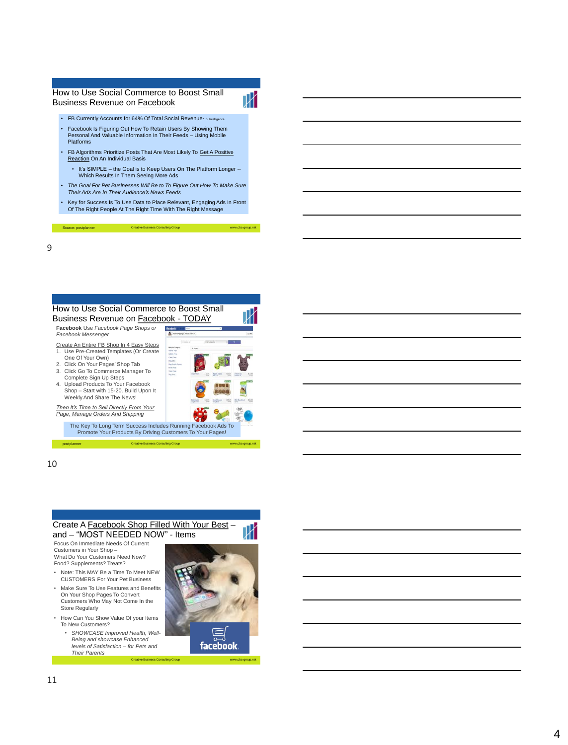## How to Use Social Commerce to Boost Small Business Revenue on Facebook

- FB Currently Accounts for 64% Of Total Social Revenue- BI Intelligence.
- Facebook Is Figuring Out How To Retain Users By Showing Them Personal And Valuable Information In Their Feeds – Using Mobile Platforms
- FB Algorithms Prioritize Posts That Are Most Likely To Get A Positive Reaction On An Individual Basis
  - It's SIMPLE – the Goal is to Keep Users On The Platform Longer -- Which Results In Them Seeing More Ads
- *The Goal For Pet Businesses Will Be to To Figure Out How To Make Sure Their Ads Are In Their Audience's News Feeds*
- Key for Success Is To Use Data to Place Relevant, Engaging Ads In Front Of The Right People At The Right Time With The Right Message

Source: postplanner | Creative Business Consulting Group | www.cbc-group.net

## How to Use Social Commerce to Boost Small Business Revenue on Facebook - TODAY

**Facebook** Use *Facebook Page Shops or Facebook Messenger*

Create An Entire FB Shop In 4 Easy Steps

1. Use Pre-Created Templates (Or Create One Of Your Own)
2. Click On Your Pages' Shop Tab
3. Click Go To Commerce Manager To Complete Sign Up Steps
4. Upload Products To Your Facebook Shop – Start with 15-20. Build Upon It Weekly And Share The News!

*Then It's Time to Sell Directly From Your Page, Manage Orders And Shipping*

The Key To Long Term Success Includes Running Facebook Ads To Promote Your Products By Driving Customers To Your Pages!

postplanner | Creative Business Consulting Group | www.cbc-group.net

## Create A Facebook Shop Filled With Your Best – and – "MOST NEEDED NOW" - Items

Focus On Immediate Needs Of Current Customers in Your Shop – What Do Your Customers Need Now? Food? Supplements? Treats?

- Note: This MAY Be a Time To Meet NEW CUSTOMERS For Your Pet Business
- Make Sure To Use Features and Benefits On Your Shop Pages To Convert Customers Who May Not Come In the Store Regularly
- How Can You Show Value Of your Items To New Customers?
  - *SHOWCASE Improved Health, Well-Being and showcase Enhanced levels of Satisfaction – for Pets and Their Parents*

Creative Business Consulting Group | www.cbc-group.net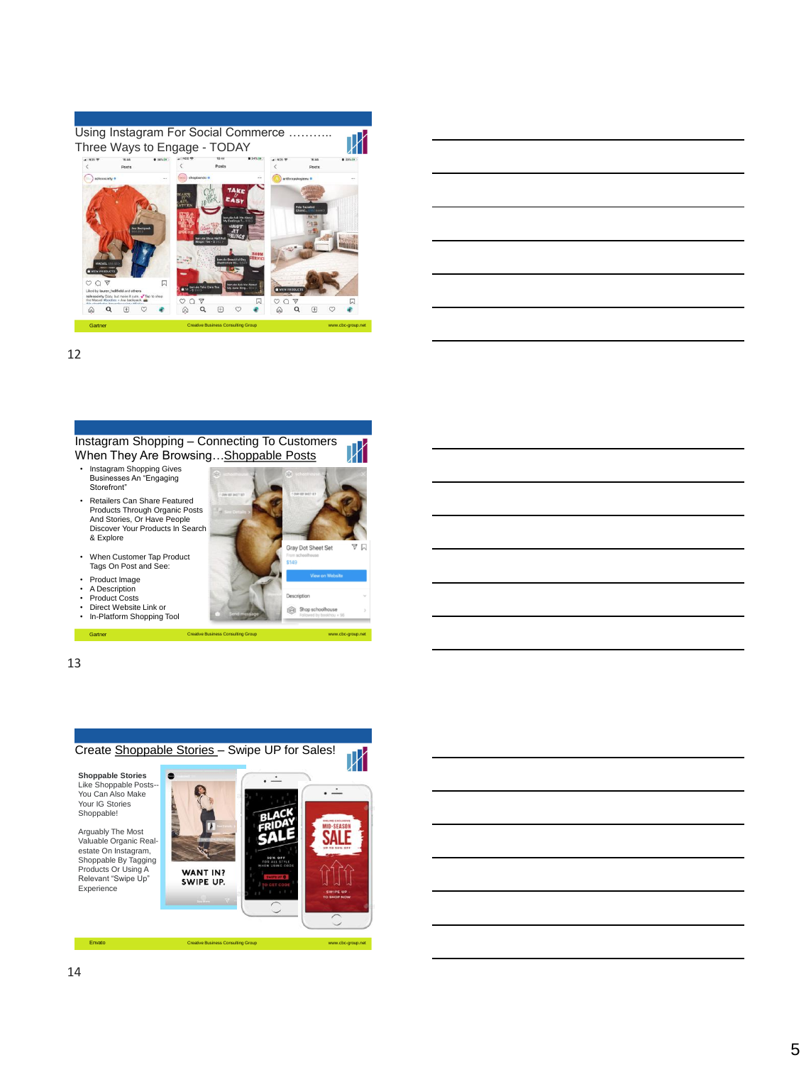## Using Instagram For Social Commerce ……….. Three Ways to Engage - TODAY

Gartner | Creative Business Consulting Group | www.cbc-group.net

12

## Instagram Shopping – Connecting To Customers When They Are Browsing…Shoppable Posts

- Instagram Shopping Gives Businesses An "Engaging Storefront"
- Retailers Can Share Featured Products Through Organic Posts And Stories, Or Have People Discover Your Products In Search & Explore
- When Customer Tap Product Tags On Post and See:
- Product Image
- A Description
- Product Costs
- Direct Website Link or
- In-Platform Shopping Tool

Gartner | Creative Business Consulting Group | www.cbc-group.net

13

## Create Shoppable Stories – Swipe UP for Sales!

**Shoppable Stories** Like Shoppable Posts-- You Can Also Make Your IG Stories Shoppable!

Arguably The Most Valuable Organic Real-estate On Instagram, Shoppable By Tagging Products Or Using A Relevant "Swipe Up" Experience

Envato | Creative Business Consulting Group | www.cbc-group.net

14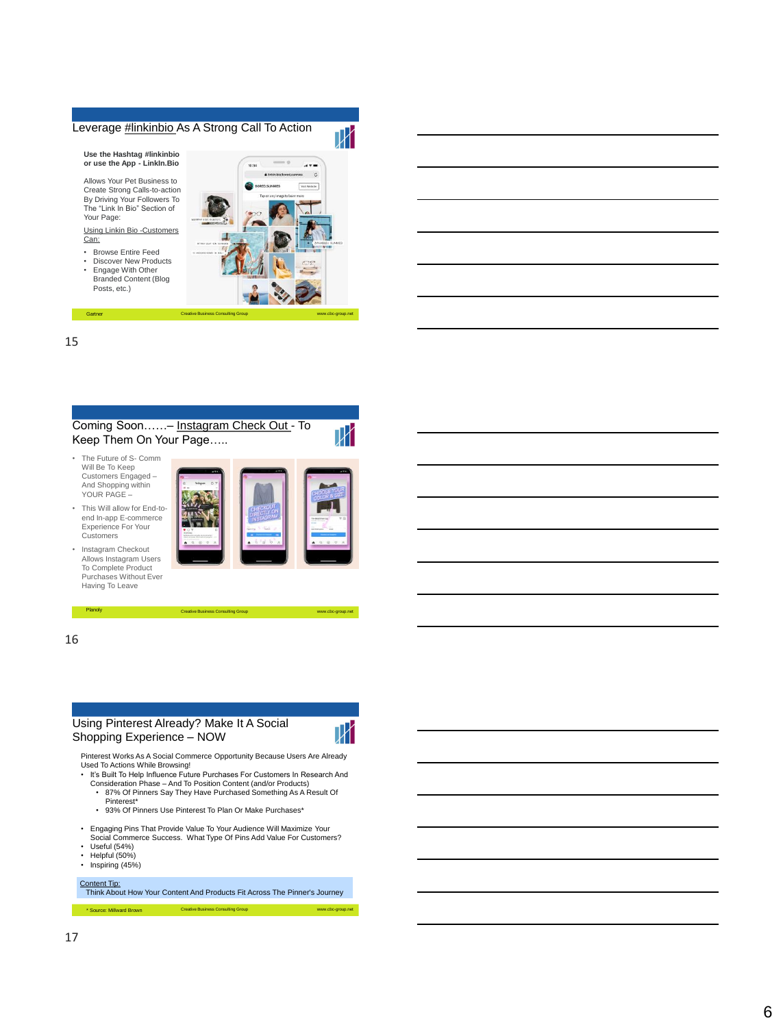## Leverage #linkinbio As A Strong Call To Action

**Use the Hashtag #linkinbio or use the App - LinkIn.Bio**

Allows Your Pet Business to Create Strong Calls-to-action By Driving Your Followers To The "Link In Bio" Section of Your Page:

Using Linkin Bio -Customers Can:

- Browse Entire Feed
- Discover New Products
- Engage With Other Branded Content (Blog Posts, etc.)

Gartner | Creative Business Consulting Group | www.cbc-group.net

15

## Coming Soon……– Instagram Check Out - To Keep Them On Your Page…..

- The Future of S- Comm Will Be To Keep Customers Engaged – And Shopping within YOUR PAGE –
- This Will allow for End-to-end In-app E-commerce Experience For Your Customers
- Instagram Checkout Allows Instagram Users To Complete Product Purchases Without Ever Having To Leave

Planoly | Creative Business Consulting Group | www.cbc-group.net

16

## Using Pinterest Already? Make It A Social Shopping Experience – NOW

Pinterest Works As A Social Commerce Opportunity Because Users Are Already Used To Actions While Browsing!

- It's Built To Help Influence Future Purchases For Customers In Research And Consideration Phase – And To Position Content (and/or Products)
  - 87% Of Pinners Say They Have Purchased Something As A Result Of Pinterest*
  - 93% Of Pinners Use Pinterest To Plan Or Make Purchases*

- Engaging Pins That Provide Value To Your Audience Will Maximize Your Social Commerce Success. What Type Of Pins Add Value For Customers?
- Useful (54%)
- Helpful (50%)
- Inspiring (45%)

Content Tip:
Think About How Your Content And Products Fit Across The Pinner's Journey

* Source: Millward Brown | Creative Business Consulting Group | www.cbc-group.net

17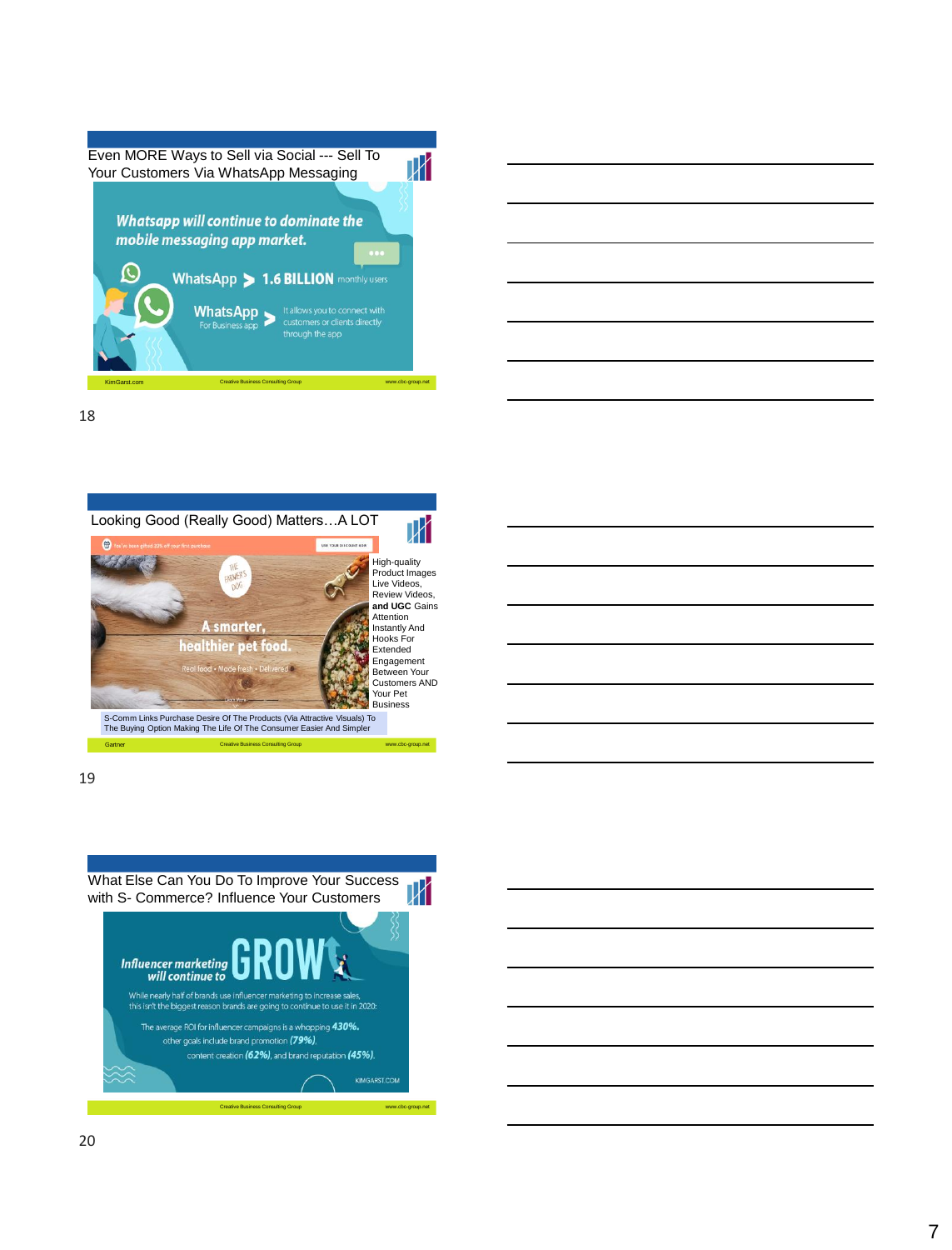## Even MORE Ways to Sell via Social --- Sell To Your Customers Via WhatsApp Messaging

*Whatsapp will continue to dominate the mobile messaging app market.*

WhatsApp > **1.6 BILLION** monthly users

WhatsApp For Business app > It allows you to connect with customers or clients directly through the app

KimGarst.com | Creative Business Consulting Group | www.cbc-group.net

## Looking Good (Really Good) Matters…A LOT

You've been gifted 20% off your first purchase — USE YOUR DISCOUNT NOW

THE FARMER'S DOG

A smarter, healthier pet food.

Real food • Made fresh • Delivered

High-quality Product Images Live Videos, Review Videos, **and UGC** Gains Attention Instantly And Hooks For Extended Engagement Between Your Customers AND Your Pet Business

S-Comm Links Purchase Desire Of The Products (Via Attractive Visuals) To The Buying Option Making The Life Of The Consumer Easier And Simpler

Gartner | Creative Business Consulting Group | www.cbc-group.net

## What Else Can You Do To Improve Your Success with S- Commerce? Influence Your Customers

*Influencer marketing will continue to* GROW

While nearly half of brands use influencer marketing to increase sales, this isn't the biggest reason brands are going to continue to use it in 2020:

The average ROI for influencer campaigns is a whopping **430%.** other goals include brand promotion ***(79%)***, content creation ***(62%)***, and brand reputation ***(45%)***.

KIMGARST.COM

Creative Business Consulting Group | www.cbc-group.net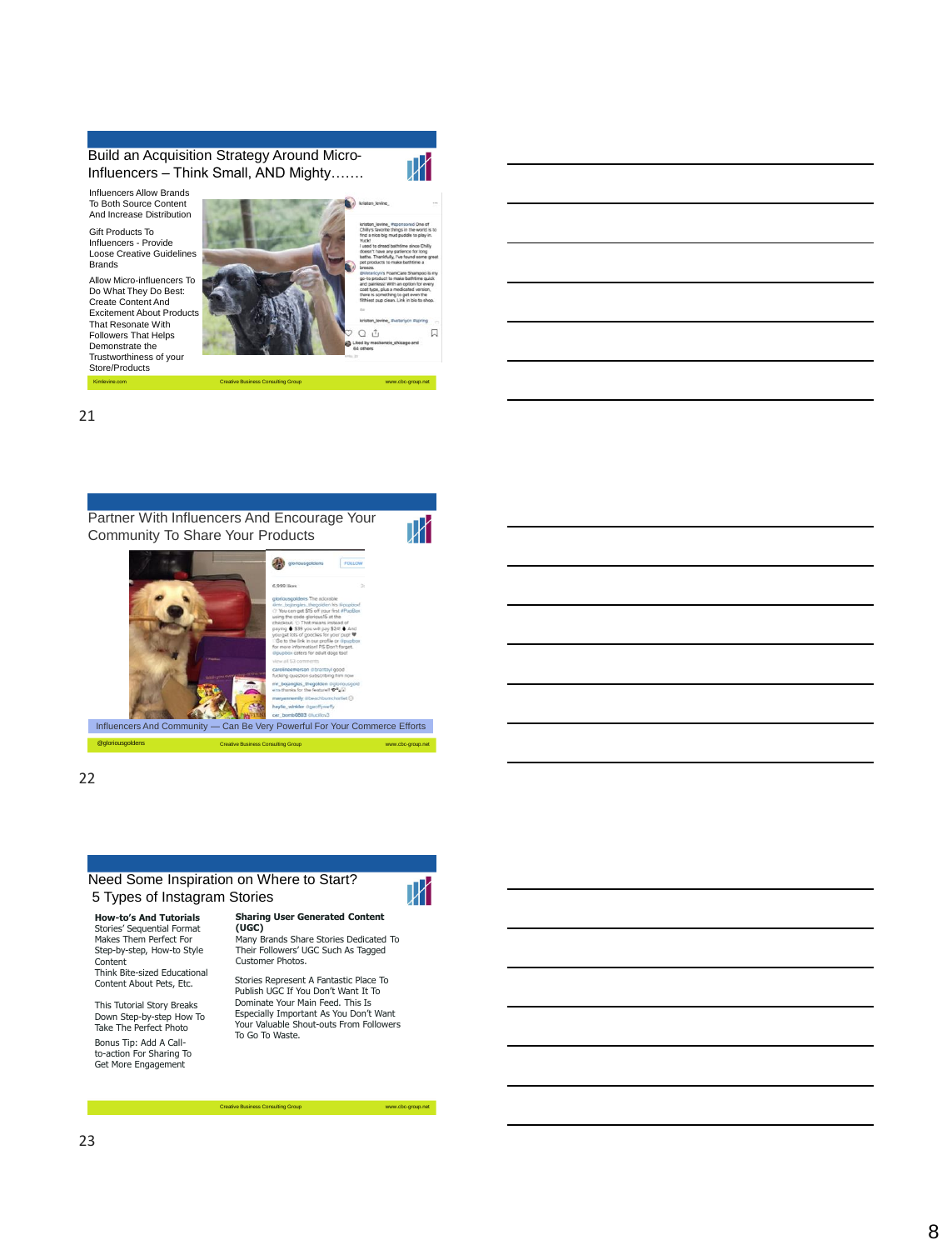## Build an Acquisition Strategy Around Micro-Influencers – Think Small, AND Mighty…….

Influencers Allow Brands To Both Source Content And Increase Distribution

Gift Products To Influencers - Provide Loose Creative Guidelines Brands

Allow Micro-influencers To Do What They Do Best: Create Content And Excitement About Products That Resonate With Followers That Helps Demonstrate the Trustworthiness of your Store/Products

Kimlevine.com | Creative Business Consulting Group | www.cbc-group.net

---

## Partner With Influencers And Encourage Your Community To Share Your Products

Influencers And Community — Can Be Very Powerful For Your Commerce Efforts

@gloriousgoldens | Creative Business Consulting Group | www.cbc-group.net

---

## Need Some Inspiration on Where to Start? 5 Types of Instagram Stories

**How-to's And Tutorials**
Stories' Sequential Format Makes Them Perfect For Step-by-step, How-to Style Content
Think Bite-sized Educational Content About Pets, Etc.

This Tutorial Story Breaks Down Step-by-step How To Take The Perfect Photo

Bonus Tip: Add A Call-to-action For Sharing To Get More Engagement

**Sharing User Generated Content (UGC)**
Many Brands Share Stories Dedicated To Their Followers' UGC Such As Tagged Customer Photos.

Stories Represent A Fantastic Place To Publish UGC If You Don't Want It To Dominate Your Main Feed. This Is Especially Important As You Don't Want Your Valuable Shout-outs From Followers To Go To Waste.

Creative Business Consulting Group | www.cbc-group.net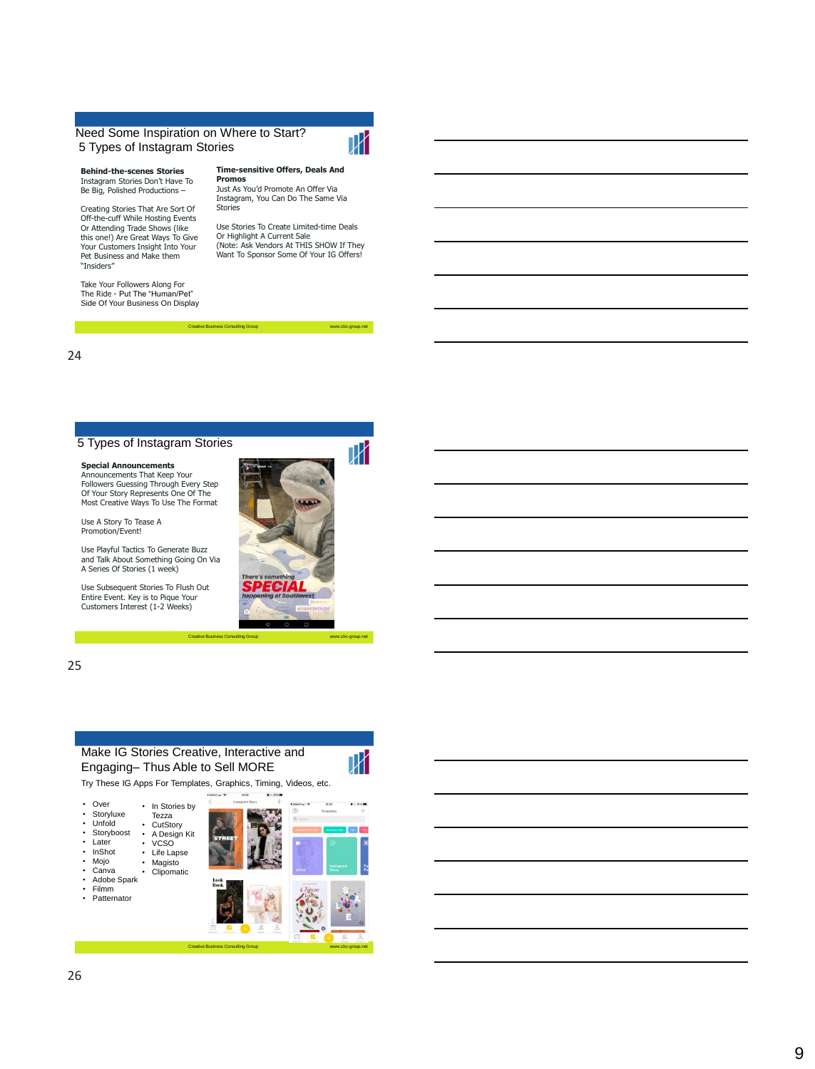## Need Some Inspiration on Where to Start?
## 5 Types of Instagram Stories

**Behind-the-scenes Stories**
Instagram Stories Don't Have To Be Big, Polished Productions –

Creating Stories That Are Sort Of Off-the-cuff While Hosting Events Or Attending Trade Shows (like this one!) Are Great Ways To Give Your Customers Insight Into Your Pet Business and Make them "Insiders"

Take Your Followers Along For The Ride - Put The "Human/Pet" Side Of Your Business On Display

**Time-sensitive Offers, Deals And Promos**
Just As You'd Promote An Offer Via Instagram, You Can Do The Same Via Stories

Use Stories To Create Limited-time Deals Or Highlight A Current Sale
(Note: Ask Vendors At THIS SHOW If They Want To Sponsor Some Of Your IG Offers!

Creative Business Consulting Group www.cbc-group.net

24

## 5 Types of Instagram Stories

**Special Announcements**
Announcements That Keep Your Followers Guessing Through Every Step Of Your Story Represents One Of The Most Creative Ways To Use The Format

Use A Story To Tease A Promotion/Event!

Use Playful Tactics To Generate Buzz and Talk About Something Going On Via A Series Of Stories (1 week)

Use Subsequent Stories To Flush Out Entire Event. Key is to Pique Your Customers Interest (1-2 Weeks)

Creative Business Consulting Group www.cbc-group.net

25

## Make IG Stories Creative, Interactive and Engaging– Thus Able to Sell MORE

Try These IG Apps For Templates, Graphics, Timing, Videos, etc.

- Over
- Storyluxe
- Unfold
- Storyboost
- Later
- InShot
- Mojo
- Canva
- Adobe Spark
- Filmm
- Patternator
- In Stories by Tezza
- CutStory
- A Design Kit
- VCSO
- Life Lapse
- Magisto
- Clipomatic

Creative Business Consulting Group www.cbc-group.net

26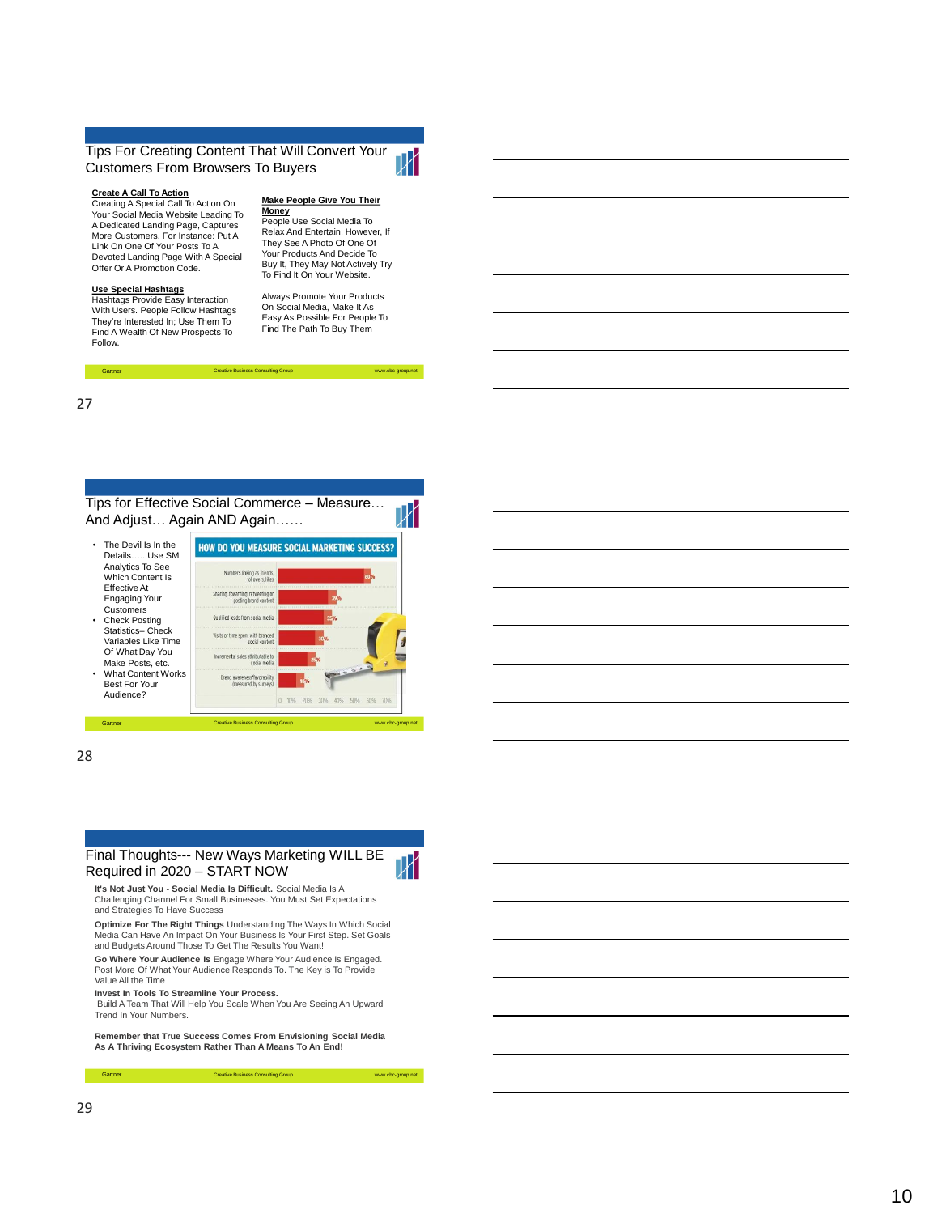## Tips For Creating Content That Will Convert Your Customers From Browsers To Buyers

**Create A Call To Action**
Creating A Special Call To Action On Your Social Media Website Leading To A Dedicated Landing Page, Captures More Customers. For Instance: Put A Link On One Of Your Posts To A Devoted Landing Page With A Special Offer Or A Promotion Code.

**Use Special Hashtags**
Hashtags Provide Easy Interaction With Users. People Follow Hashtags They're Interested In; Use Them To Find A Wealth Of New Prospects To Follow.

**Make People Give You Their Money**
People Use Social Media To Relax And Entertain. However, If They See A Photo Of One Of Your Products And Decide To Buy It, They May Not Actively Try To Find It On Your Website.

Always Promote Your Products On Social Media, Make It As Easy As Possible For People To Find The Path To Buy Them

Gartner | Creative Business Consulting Group | www.cbc-group.net

## Tips for Effective Social Commerce – Measure… And Adjust… Again AND Again……

- The Devil Is In the Details….. Use SM Analytics To See Which Content Is Effective At Engaging Your Customers
- Check Posting Statistics– Check Variables Like Time Of What Day You Make Posts, etc.
- What Content Works Best For Your Audience?

**HOW DO YOU MEASURE SOCIAL MARKETING SUCCESS?**

| Measure | % |
|---|---|
| Numbers linking as friends, followers, likes | 60% |
| Sharing, forwarding, retweeting or posting brand content | 35% |
| Qualified leads from social media | 35% |
| Visits or time spent with branded social content | 30% |
| Incremental sales attributable to social media | 25% |
| Brand awareness/favorability (measured by surveys) | 15% |

Gartner | Creative Business Consulting Group | www.cbc-group.net

## Final Thoughts--- New Ways Marketing WILL BE Required in 2020 – START NOW

**It's Not Just You - Social Media Is Difficult.** Social Media Is A Challenging Channel For Small Businesses. You Must Set Expectations and Strategies To Have Success

**Optimize For The Right Things** Understanding The Ways In Which Social Media Can Have An Impact On Your Business Is Your First Step. Set Goals and Budgets Around Those To Get The Results You Want!

**Go Where Your Audience Is** Engage Where Your Audience Is Engaged. Post More Of What Your Audience Responds To. The Key is To Provide Value All the Time

**Invest In Tools To Streamline Your Process.**
Build A Team That Will Help You Scale When You Are Seeing An Upward Trend In Your Numbers.

**Remember that True Success Comes From Envisioning Social Media As A Thriving Ecosystem Rather Than A Means To An End!**

Gartner | Creative Business Consulting Group | www.cbc-group.net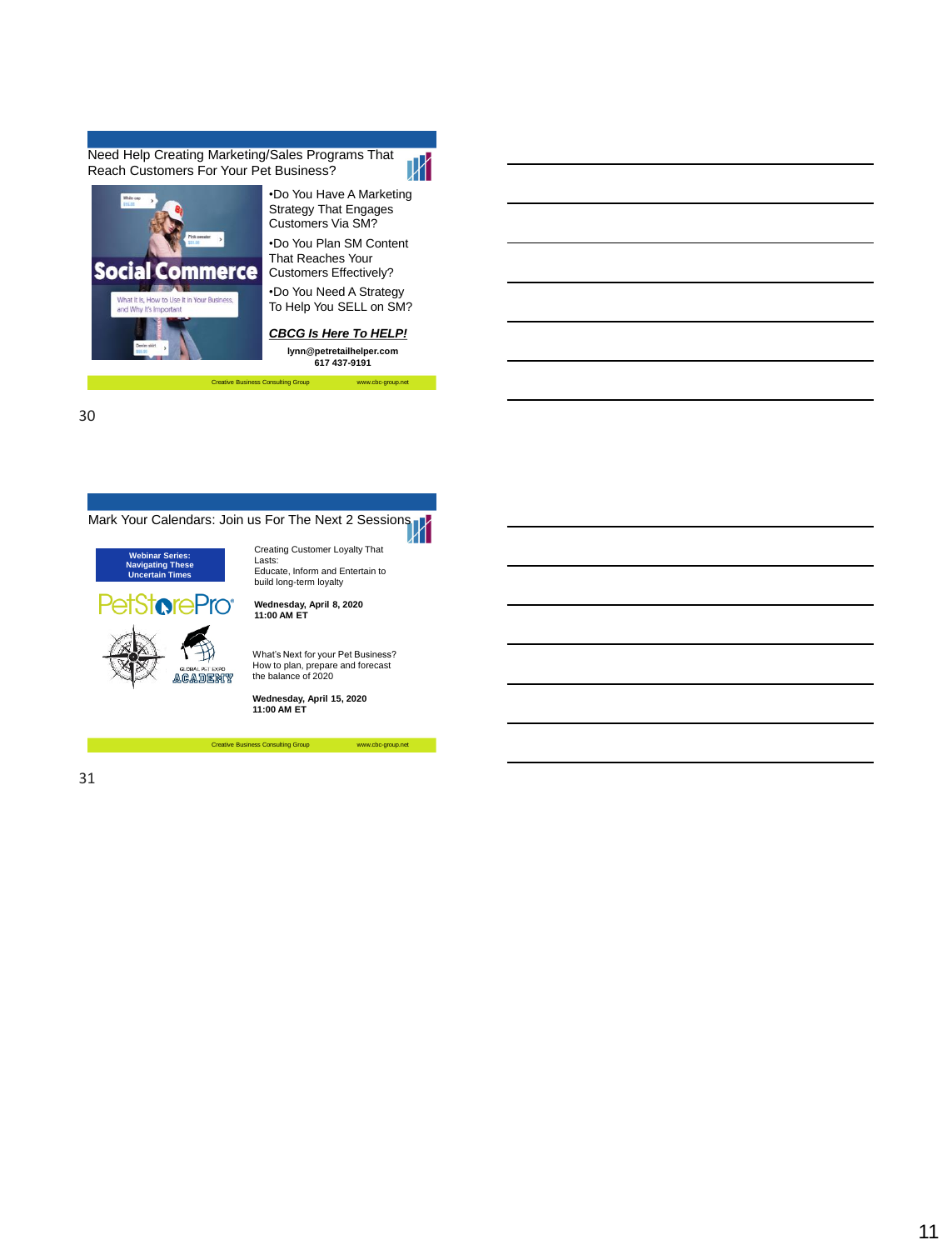## Need Help Creating Marketing/Sales Programs That Reach Customers For Your Pet Business?

Social Commerce

What It Is, How to Use It in Your Business, and Why It's Important

- Do You Have A Marketing Strategy That Engages Customers Via SM?
- Do You Plan SM Content That Reaches Your Customers Effectively?
- Do You Need A Strategy To Help You SELL on SM?

***CBCG Is Here To HELP!***

**lynn@petretailhelper.com**
**617 437-9191**

Creative Business Consulting Group www.cbc-group.net

30

## Mark Your Calendars: Join us For The Next 2 Sessions

**Webinar Series: Navigating These Uncertain Times**

PetStorePro

GLOBAL PET EXPO ACADEMY

Creating Customer Loyalty That Lasts:
Educate, Inform and Entertain to build long-term loyalty

**Wednesday, April 8, 2020**
**11:00 AM ET**

What's Next for your Pet Business?
How to plan, prepare and forecast the balance of 2020

**Wednesday, April 15, 2020**
**11:00 AM ET**

Creative Business Consulting Group www.cbc-group.net

31